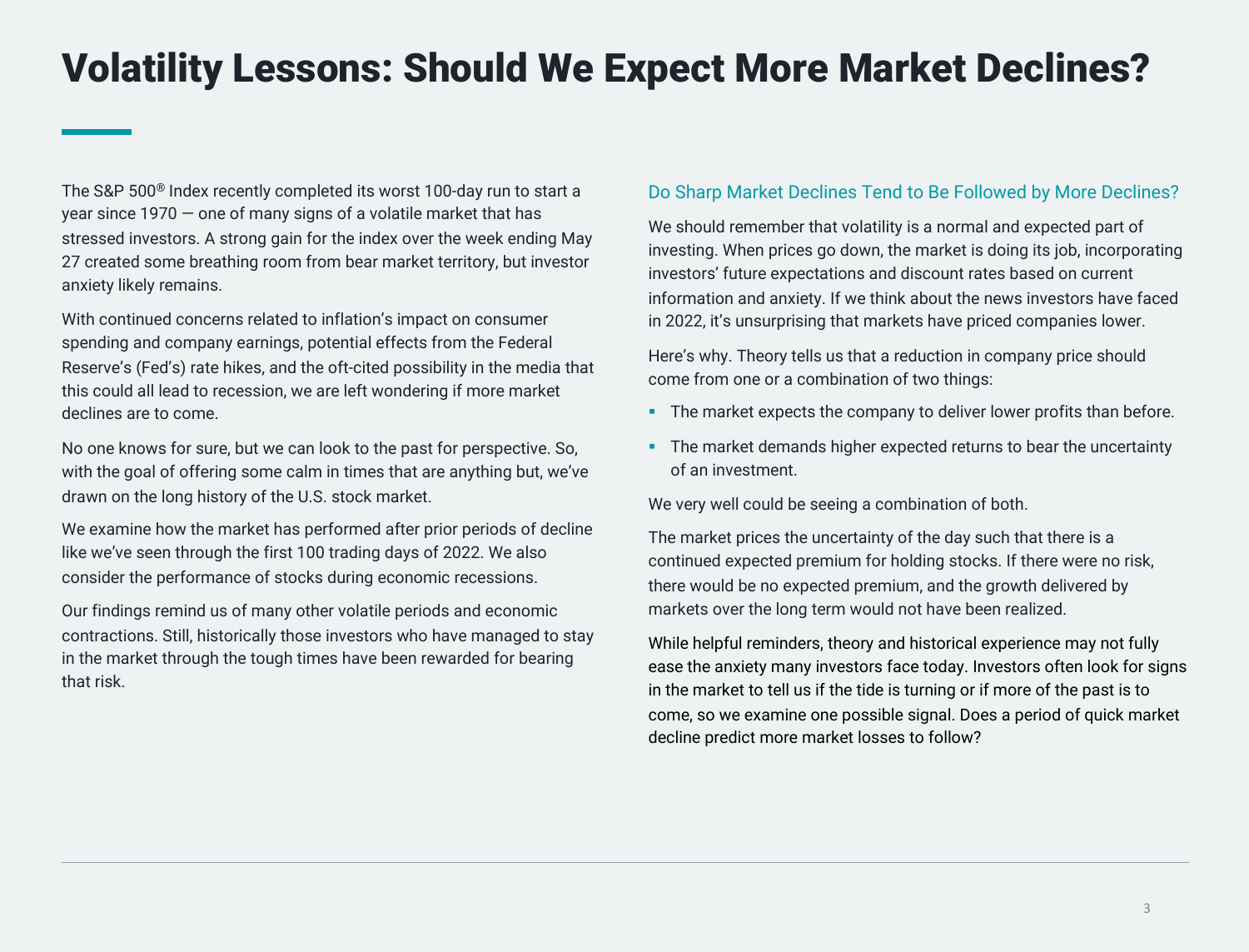# Volatility Lessons: Should We Expect More Market Declines?

The S&P 500® Index recently completed its worst 100-day run to start a year since 1970 — one of many signs of a volatile market that has stressed investors. A strong gain for the index over the week ending May 27 created some breathing room from bear market territory, but investor anxiety likely remains.

With continued concerns related to inflation's impact on consumer spending and company earnings, potential effects from the Federal Reserve's (Fed's) rate hikes, and the oft-cited possibility in the media that this could all lead to recession, we are left wondering if more market declines are to come.

No one knows for sure, but we can look to the past for perspective. So, with the goal of offering some calm in times that are anything but, we've drawn on the long history of the U.S. stock market.

We examine how the market has performed after prior periods of decline like we've seen through the first 100 trading days of 2022. We also consider the performance of stocks during economic recessions.

Our findings remind us of many other volatile periods and economic contractions. Still, historically those investors who have managed to stay in the market through the tough times have been rewarded for bearing that risk.

## Do Sharp Market Declines Tend to Be Followed by More Declines?

We should remember that volatility is a normal and expected part of investing. When prices go down, the market is doing its job, incorporating investors' future expectations and discount rates based on current information and anxiety. If we think about the news investors have faced in 2022, it's unsurprising that markets have priced companies lower.

Here's why. Theory tells us that a reduction in company price should come from one or a combination of two things:

- The market expects the company to deliver lower profits than before.
- The market demands higher expected returns to bear the uncertainty of an investment.

We very well could be seeing a combination of both.

The market prices the uncertainty of the day such that there is a continued expected premium for holding stocks. If there were no risk, there would be no expected premium, and the growth delivered by markets over the long term would not have been realized.

While helpful reminders, theory and historical experience may not fully ease the anxiety many investors face today. Investors often look for signs in the market to tell us if the tide is turning or if more of the past is to come, so we examine one possible signal. Does a period of quick market decline predict more market losses to follow?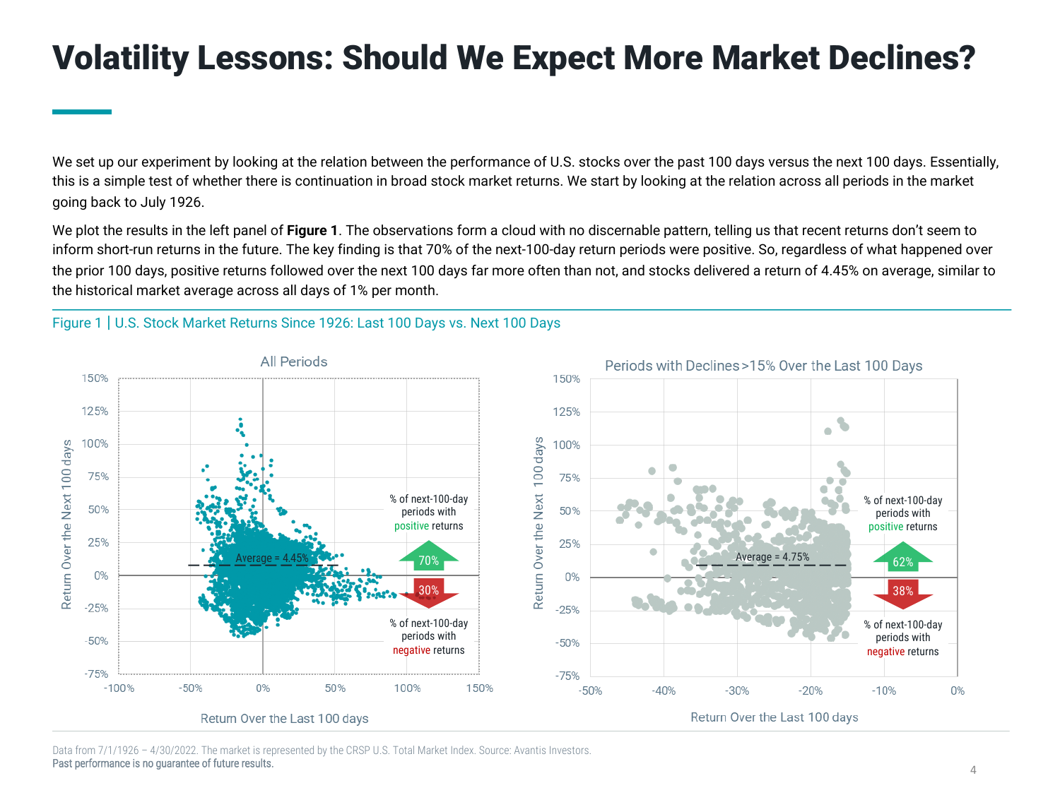# Volatility Lessons: Should We Expect More Market Declines?

We set up our experiment by looking at the relation between the performance of U.S. stocks over the past 100 days versus the next 100 days. Essentially, this is a simple test of whether there is continuation in broad stock market returns. We start by looking at the relation across all periods in the market going back to July 1926.

We plot the results in the left panel of **Figure 1**. The observations form a cloud with no discernable pattern, telling us that recent returns don't seem to inform short-run returns in the future. The key finding is that 70% of the next-100-day return periods were positive. So, regardless of what happened over the prior 100 days, positive returns followed over the next 100 days far more often than not, and stocks delivered a return of 4.45% on average, similar to the historical market average across all days of 1% per month.

Figure 1 | U.S. Stock Market Returns Since 1926: Last 100 Days vs. Next 100 Days

All Periods

Return Over the Next 100 days

Return Over the Last 100 days

Average = 4.45%

% of next-100-day periods with positive returns: 70%

% of next-100-day periods with negative returns: 30%

Periods with Declines >15% Over the Last 100 Days

Return Over the Next 100 days

Return Over the Last 100 days

Average = 4.75%

% of next-100-day periods with positive returns: 62%

% of next-100-day periods with negative returns: 38%

Data from 7/1/1926 – 4/30/2022. The market is represented by the CRSP U.S. Total Market Index. Source: Avantis Investors.
Past performance is no guarantee of future results.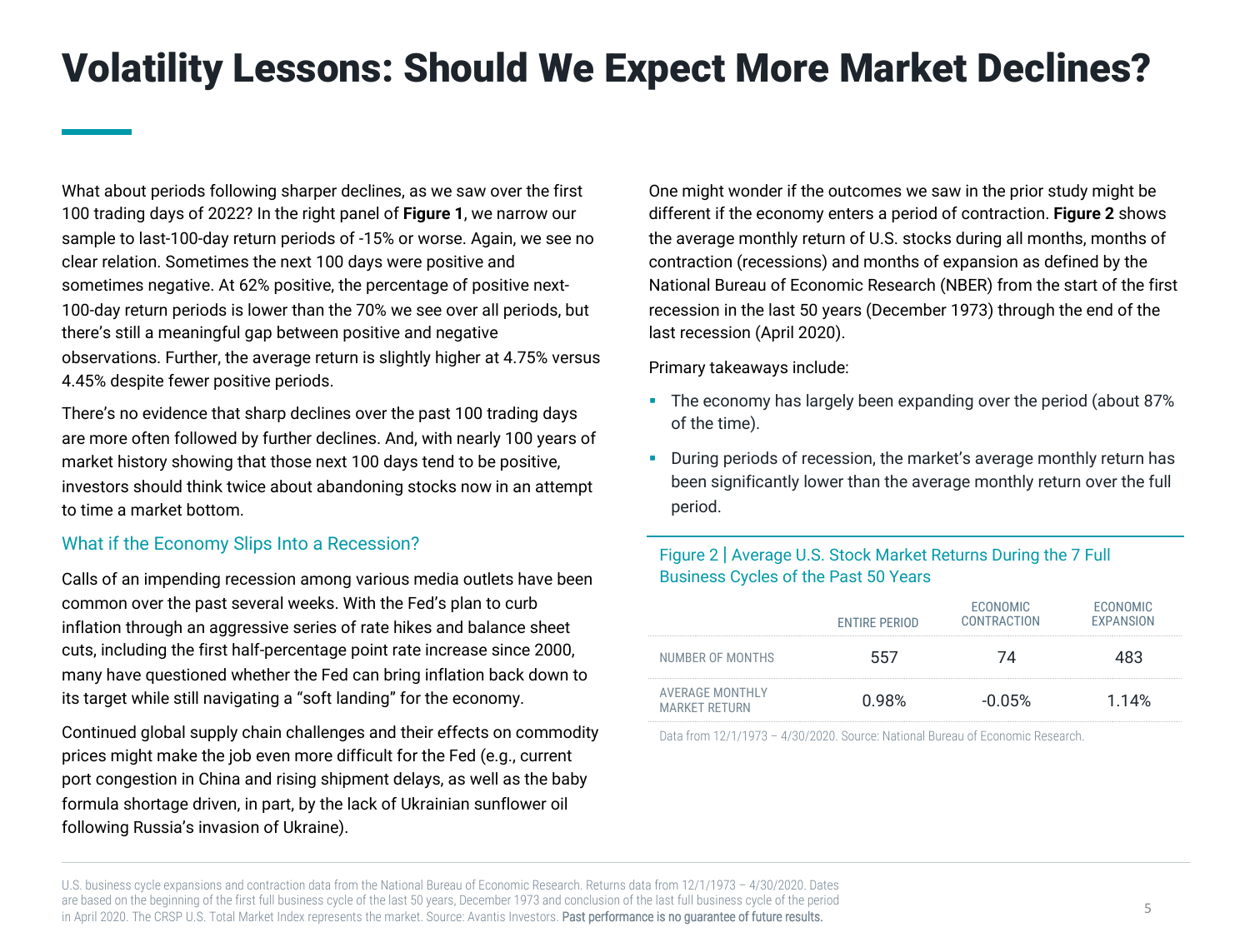# Volatility Lessons: Should We Expect More Market Declines?

What about periods following sharper declines, as we saw over the first 100 trading days of 2022? In the right panel of **Figure 1**, we narrow our sample to last-100-day return periods of -15% or worse. Again, we see no clear relation. Sometimes the next 100 days were positive and sometimes negative. At 62% positive, the percentage of positive next-100-day return periods is lower than the 70% we see over all periods, but there's still a meaningful gap between positive and negative observations. Further, the average return is slightly higher at 4.75% versus 4.45% despite fewer positive periods.

There's no evidence that sharp declines over the past 100 trading days are more often followed by further declines. And, with nearly 100 years of market history showing that those next 100 days tend to be positive, investors should think twice about abandoning stocks now in an attempt to time a market bottom.

## What if the Economy Slips Into a Recession?

Calls of an impending recession among various media outlets have been common over the past several weeks. With the Fed's plan to curb inflation through an aggressive series of rate hikes and balance sheet cuts, including the first half-percentage point rate increase since 2000, many have questioned whether the Fed can bring inflation back down to its target while still navigating a "soft landing" for the economy.

Continued global supply chain challenges and their effects on commodity prices might make the job even more difficult for the Fed (e.g., current port congestion in China and rising shipment delays, as well as the baby formula shortage driven, in part, by the lack of Ukrainian sunflower oil following Russia's invasion of Ukraine).

One might wonder if the outcomes we saw in the prior study might be different if the economy enters a period of contraction. **Figure 2** shows the average monthly return of U.S. stocks during all months, months of contraction (recessions) and months of expansion as defined by the National Bureau of Economic Research (NBER) from the start of the first recession in the last 50 years (December 1973) through the end of the last recession (April 2020).

Primary takeaways include:

- The economy has largely been expanding over the period (about 87% of the time).
- During periods of recession, the market's average monthly return has been significantly lower than the average monthly return over the full period.

Figure 2 | Average U.S. Stock Market Returns During the 7 Full Business Cycles of the Past 50 Years

| | ENTIRE PERIOD | ECONOMIC CONTRACTION | ECONOMIC EXPANSION |
|---|---|---|---|
| NUMBER OF MONTHS | 557 | 74 | 483 |
| AVERAGE MONTHLY MARKET RETURN | 0.98% | -0.05% | 1.14% |

Data from 12/1/1973 – 4/30/2020. Source: National Bureau of Economic Research.

U.S. business cycle expansions and contraction data from the National Bureau of Economic Research. Returns data from 12/1/1973 – 4/30/2020. Dates are based on the beginning of the first full business cycle of the last 50 years, December 1973 and conclusion of the last full business cycle of the period in April 2020. The CRSP U.S. Total Market Index represents the market. Source: Avantis Investors. Past performance is no guarantee of future results.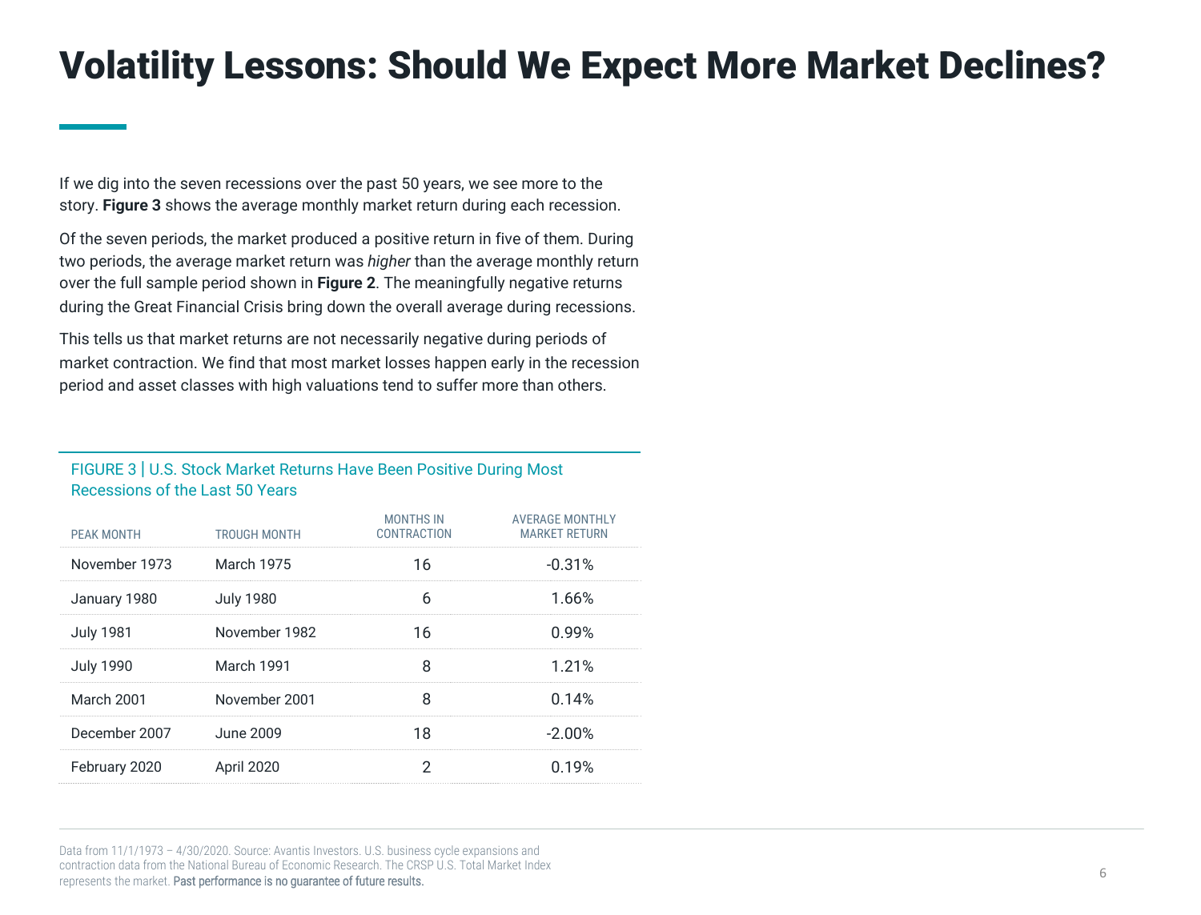# Volatility Lessons: Should We Expect More Market Declines?

If we dig into the seven recessions over the past 50 years, we see more to the story. **Figure 3** shows the average monthly market return during each recession.

Of the seven periods, the market produced a positive return in five of them. During two periods, the average market return was *higher* than the average monthly return over the full sample period shown in **Figure 2**. The meaningfully negative returns during the Great Financial Crisis bring down the overall average during recessions.

This tells us that market returns are not necessarily negative during periods of market contraction. We find that most market losses happen early in the recession period and asset classes with high valuations tend to suffer more than others.

FIGURE 3 | U.S. Stock Market Returns Have Been Positive During Most Recessions of the Last 50 Years

| PEAK MONTH | TROUGH MONTH | MONTHS IN CONTRACTION | AVERAGE MONTHLY MARKET RETURN |
|---|---|---|---|
| November 1973 | March 1975 | 16 | -0.31% |
| January 1980 | July 1980 | 6 | 1.66% |
| July 1981 | November 1982 | 16 | 0.99% |
| July 1990 | March 1991 | 8 | 1.21% |
| March 2001 | November 2001 | 8 | 0.14% |
| December 2007 | June 2009 | 18 | -2.00% |
| February 2020 | April 2020 | 2 | 0.19% |

Data from 11/1/1973 – 4/30/2020. Source: Avantis Investors. U.S. business cycle expansions and contraction data from the National Bureau of Economic Research. The CRSP U.S. Total Market Index represents the market. Past performance is no guarantee of future results.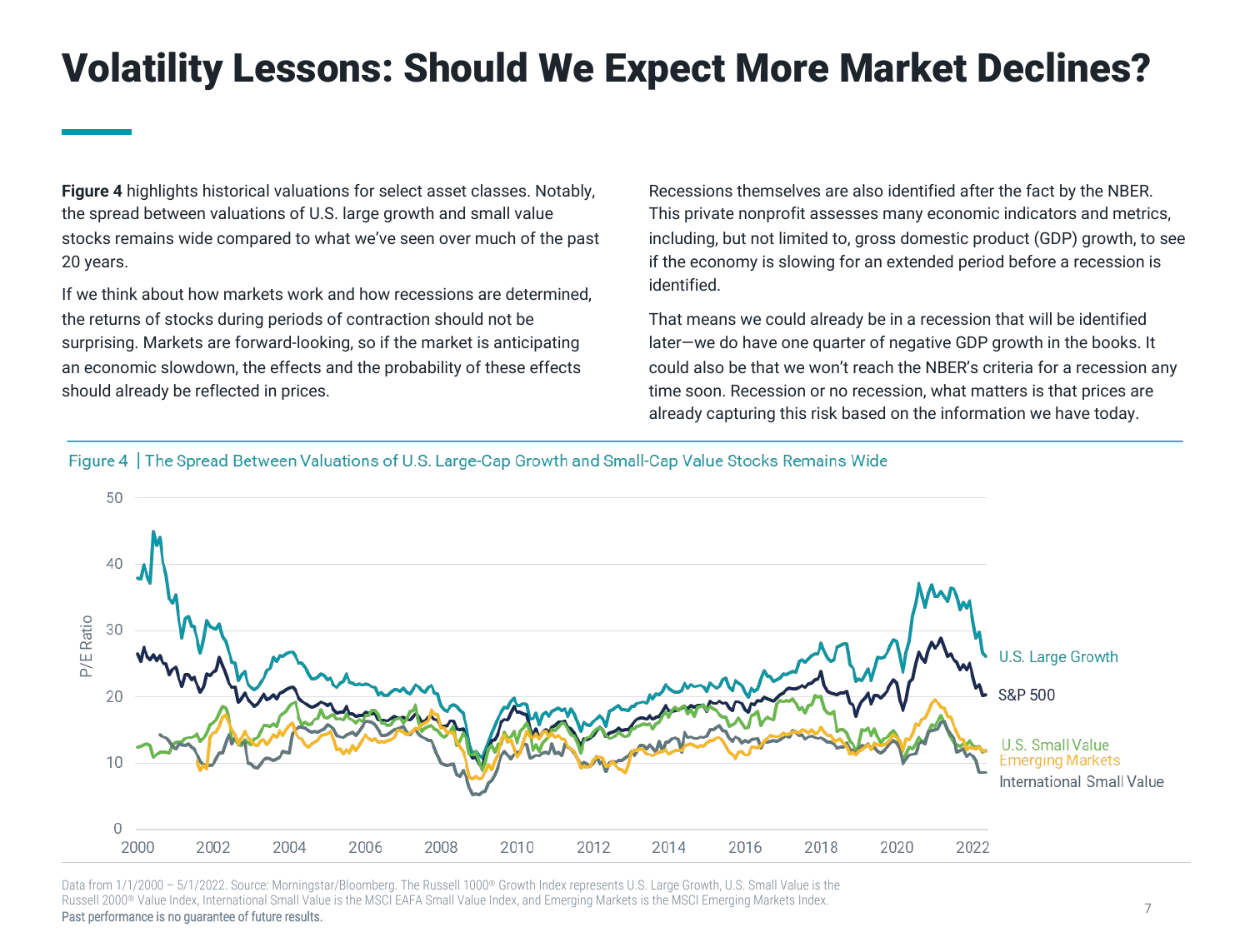# Volatility Lessons: Should We Expect More Market Declines?

**Figure 4** highlights historical valuations for select asset classes. Notably, the spread between valuations of U.S. large growth and small value stocks remains wide compared to what we've seen over much of the past 20 years.

If we think about how markets work and how recessions are determined, the returns of stocks during periods of contraction should not be surprising. Markets are forward-looking, so if the market is anticipating an economic slowdown, the effects and the probability of these effects should already be reflected in prices.

Recessions themselves are also identified after the fact by the NBER. This private nonprofit assesses many economic indicators and metrics, including, but not limited to, gross domestic product (GDP) growth, to see if the economy is slowing for an extended period before a recession is identified.

That means we could already be in a recession that will be identified later—we do have one quarter of negative GDP growth in the books. It could also be that we won't reach the NBER's criteria for a recession any time soon. Recession or no recession, what matters is that prices are already capturing this risk based on the information we have today.

Figure 4 | The Spread Between Valuations of U.S. Large-Cap Growth and Small-Cap Value Stocks Remains Wide

Data from 1/1/2000 – 5/1/2022. Source: Morningstar/Bloomberg. The Russell 1000® Growth Index represents U.S. Large Growth, U.S. Small Value is the Russell 2000® Value Index, International Small Value is the MSCI EAFA Small Value Index, and Emerging Markets is the MSCI Emerging Markets Index.

Past performance is no guarantee of future results.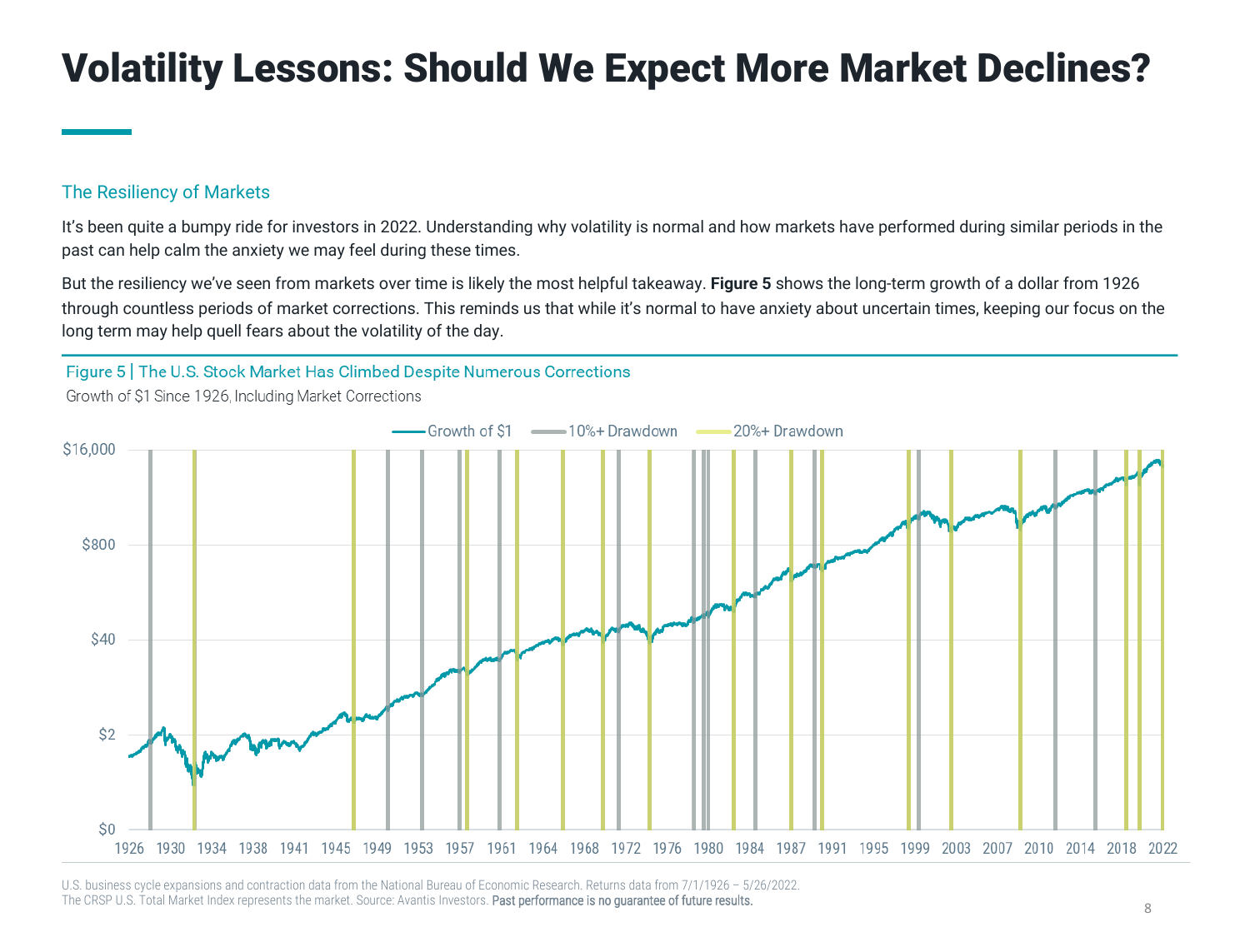# Volatility Lessons: Should We Expect More Market Declines?

## The Resiliency of Markets

It's been quite a bumpy ride for investors in 2022. Understanding why volatility is normal and how markets have performed during similar periods in the past can help calm the anxiety we may feel during these times.

But the resiliency we've seen from markets over time is likely the most helpful takeaway. **Figure 5** shows the long-term growth of a dollar from 1926 through countless periods of market corrections. This reminds us that while it's normal to have anxiety about uncertain times, keeping our focus on the long term may help quell fears about the volatility of the day.

### Figure 5 | The U.S. Stock Market Has Climbed Despite Numerous Corrections

Growth of $1 Since 1926, Including Market Corrections

Growth of $1
10%+ Drawdown
20%+ Drawdown

$16,000
$800
$40
$2
$0

1926 1930 1934 1938 1941 1945 1949 1953 1957 1961 1964 1968 1972 1976 1980 1984 1987 1991 1995 1999 2003 2007 2010 2014 2018 2022

U.S. business cycle expansions and contraction data from the National Bureau of Economic Research. Returns data from 7/1/1926 – 5/26/2022.
The CRSP U.S. Total Market Index represents the market. Source: Avantis Investors. Past performance is no guarantee of future results.